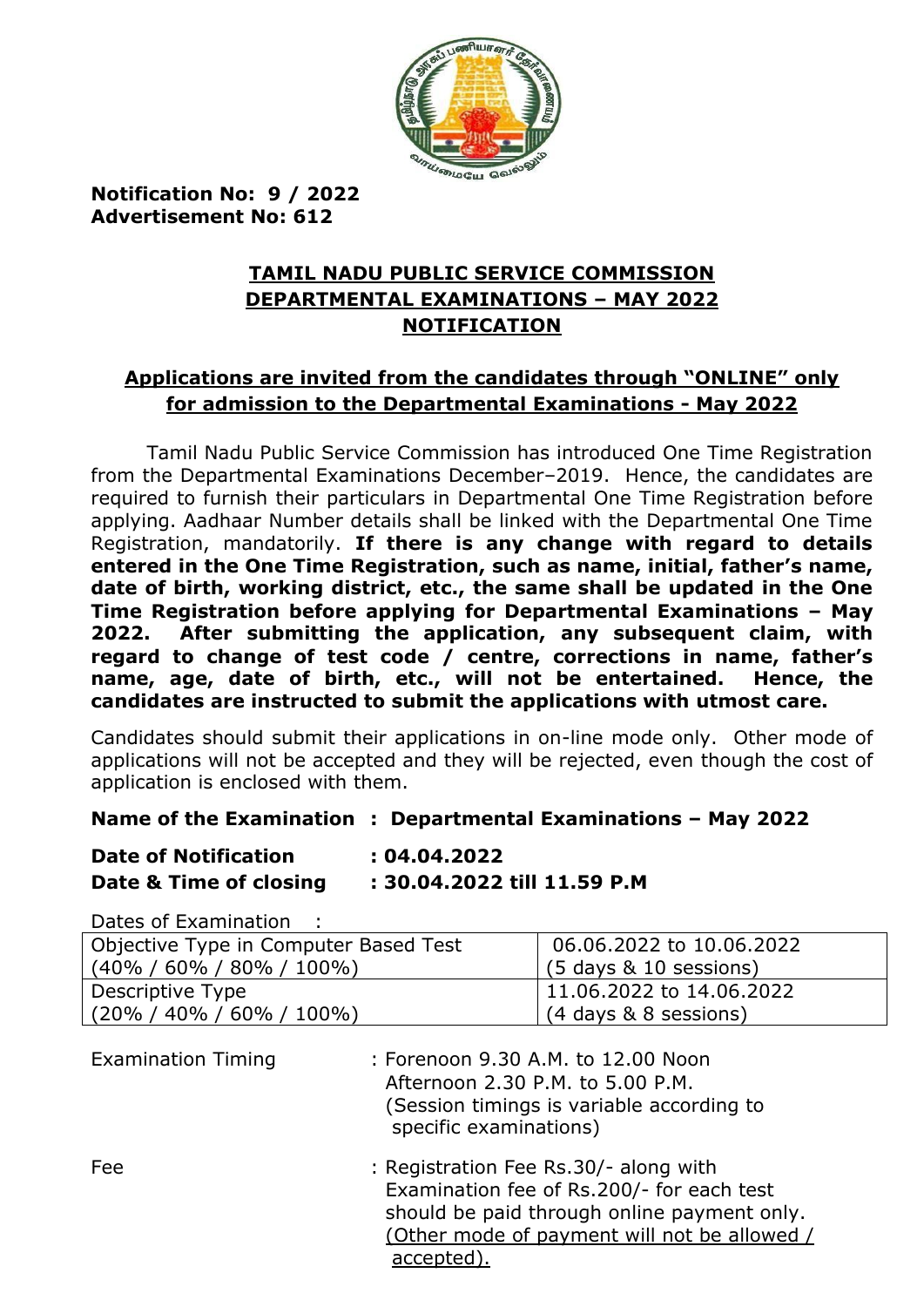**Notification No: 9 / 2022**
**Advertisement No: 612**

# TAMIL NADU PUBLIC SERVICE COMMISSION
## DEPARTMENTAL EXAMINATIONS – MAY 2022
## NOTIFICATION

### Applications are invited from the candidates through "ONLINE" only for admission to the Departmental Examinations - May 2022

Tamil Nadu Public Service Commission has introduced One Time Registration from the Departmental Examinations December–2019. Hence, the candidates are required to furnish their particulars in Departmental One Time Registration before applying. Aadhaar Number details shall be linked with the Departmental One Time Registration, mandatorily. **If there is any change with regard to details entered in the One Time Registration, such as name, initial, father's name, date of birth, working district, etc., the same shall be updated in the One Time Registration before applying for Departmental Examinations – May 2022. After submitting the application, any subsequent claim, with regard to change of test code / centre, corrections in name, father's name, age, date of birth, etc., will not be entertained. Hence, the candidates are instructed to submit the applications with utmost care.**

Candidates should submit their applications in on-line mode only. Other mode of applications will not be accepted and they will be rejected, even though the cost of application is enclosed with them.

**Name of the Examination : Departmental Examinations – May 2022**

**Date of Notification : 04.04.2022**
**Date & Time of closing : 30.04.2022 till 11.59 P.M**

Dates of Examination :

| Objective Type in Computer Based Test (40% / 60% / 80% / 100%) | 06.06.2022 to 10.06.2022 (5 days & 10 sessions) |
|---|---|
| Descriptive Type (20% / 40% / 60% / 100%) | 11.06.2022 to 14.06.2022 (4 days & 8 sessions) |

Examination Timing : Forenoon 9.30 A.M. to 12.00 Noon
Afternoon 2.30 P.M. to 5.00 P.M.
(Session timings is variable according to specific examinations)

Fee : Registration Fee Rs.30/- along with Examination fee of Rs.200/- for each test should be paid through online payment only. (Other mode of payment will not be allowed / accepted).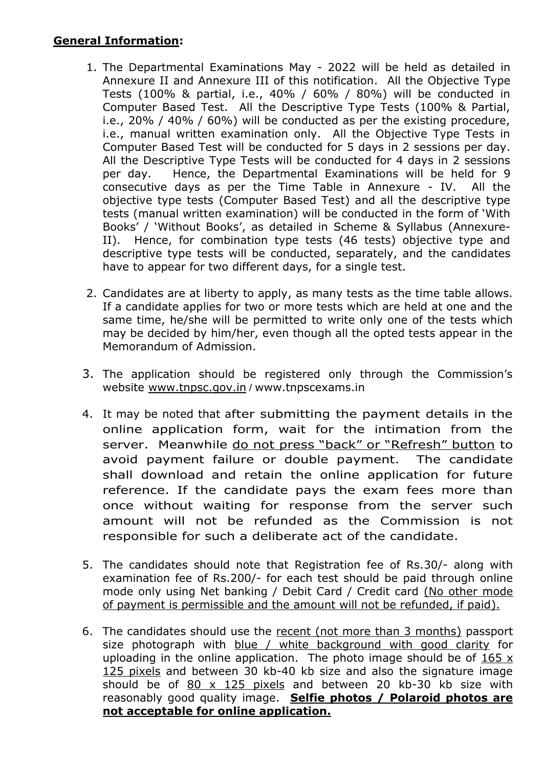**General Information:**

1. The Departmental Examinations May - 2022 will be held as detailed in Annexure II and Annexure III of this notification. All the Objective Type Tests (100% & partial, i.e., 40% / 60% / 80%) will be conducted in Computer Based Test. All the Descriptive Type Tests (100% & Partial, i.e., 20% / 40% / 60%) will be conducted as per the existing procedure, i.e., manual written examination only. All the Objective Type Tests in Computer Based Test will be conducted for 5 days in 2 sessions per day. All the Descriptive Type Tests will be conducted for 4 days in 2 sessions per day. Hence, the Departmental Examinations will be held for 9 consecutive days as per the Time Table in Annexure - IV. All the objective type tests (Computer Based Test) and all the descriptive type tests (manual written examination) will be conducted in the form of 'With Books' / 'Without Books', as detailed in Scheme & Syllabus (Annexure-II). Hence, for combination type tests (46 tests) objective type and descriptive type tests will be conducted, separately, and the candidates have to appear for two different days, for a single test.

2. Candidates are at liberty to apply, as many tests as the time table allows. If a candidate applies for two or more tests which are held at one and the same time, he/she will be permitted to write only one of the tests which may be decided by him/her, even though all the opted tests appear in the Memorandum of Admission.

3. The application should be registered only through the Commission's website www.tnpsc.gov.in / www.tnpscexams.in

4. It may be noted that after submitting the payment details in the online application form, wait for the intimation from the server. Meanwhile do not press "back" or "Refresh" button to avoid payment failure or double payment. The candidate shall download and retain the online application for future reference. If the candidate pays the exam fees more than once without waiting for response from the server such amount will not be refunded as the Commission is not responsible for such a deliberate act of the candidate.

5. The candidates should note that Registration fee of Rs.30/- along with examination fee of Rs.200/- for each test should be paid through online mode only using Net banking / Debit Card / Credit card (No other mode of payment is permissible and the amount will not be refunded, if paid).

6. The candidates should use the recent (not more than 3 months) passport size photograph with blue / white background with good clarity for uploading in the online application. The photo image should be of 165 x 125 pixels and between 30 kb-40 kb size and also the signature image should be of 80 x 125 pixels and between 20 kb-30 kb size with reasonably good quality image. **Selfie photos / Polaroid photos are not acceptable for online application.**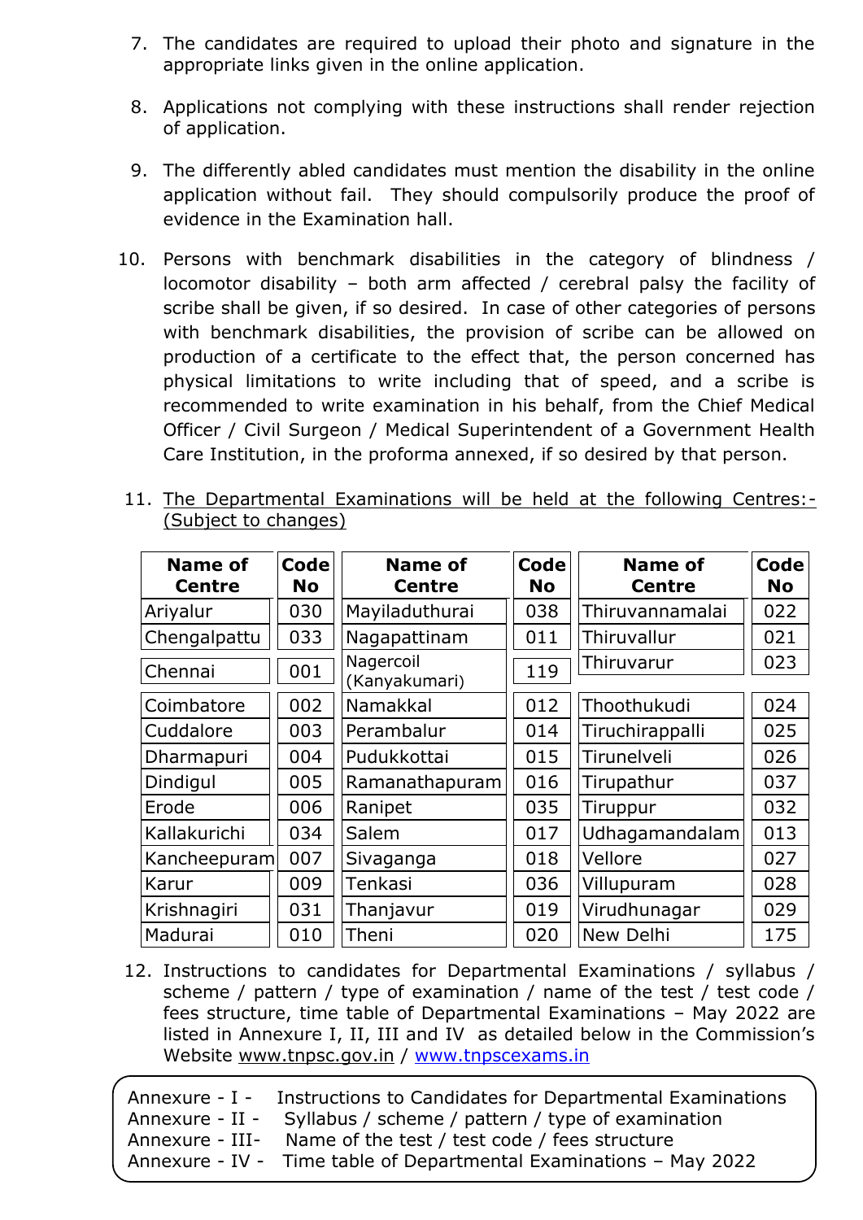7. The candidates are required to upload their photo and signature in the appropriate links given in the online application.

8. Applications not complying with these instructions shall render rejection of application.

9. The differently abled candidates must mention the disability in the online application without fail. They should compulsorily produce the proof of evidence in the Examination hall.

10. Persons with benchmark disabilities in the category of blindness / locomotor disability – both arm affected / cerebral palsy the facility of scribe shall be given, if so desired. In case of other categories of persons with benchmark disabilities, the provision of scribe can be allowed on production of a certificate to the effect that, the person concerned has physical limitations to write including that of speed, and a scribe is recommended to write examination in his behalf, from the Chief Medical Officer / Civil Surgeon / Medical Superintendent of a Government Health Care Institution, in the proforma annexed, if so desired by that person.

11. The Departmental Examinations will be held at the following Centres:- (Subject to changes)

| Name of Centre | Code No | Name of Centre | Code No | Name of Centre | Code No |
|---|---|---|---|---|---|
| Ariyalur | 030 | Mayiladuthurai | 038 | Thiruvannamalai | 022 |
| Chengalpattu | 033 | Nagapattinam | 011 | Thiruvallur | 021 |
| Chennai | 001 | Nagercoil (Kanyakumari) | 119 | Thiruvarur | 023 |
| Coimbatore | 002 | Namakkal | 012 | Thoothukudi | 024 |
| Cuddalore | 003 | Perambalur | 014 | Tiruchirappalli | 025 |
| Dharmapuri | 004 | Pudukkottai | 015 | Tirunelveli | 026 |
| Dindigul | 005 | Ramanathapuram | 016 | Tirupathur | 037 |
| Erode | 006 | Ranipet | 035 | Tiruppur | 032 |
| Kallakurichi | 034 | Salem | 017 | Udhagamandalam | 013 |
| Kancheepuram | 007 | Sivaganga | 018 | Vellore | 027 |
| Karur | 009 | Tenkasi | 036 | Villupuram | 028 |
| Krishnagiri | 031 | Thanjavur | 019 | Virudhunagar | 029 |
| Madurai | 010 | Theni | 020 | New Delhi | 175 |

12. Instructions to candidates for Departmental Examinations / syllabus / scheme / pattern / type of examination / name of the test / test code / fees structure, time table of Departmental Examinations – May 2022 are listed in Annexure I, II, III and IV as detailed below in the Commission's Website www.tnpsc.gov.in / www.tnpscexams.in

Annexure - I - Instructions to Candidates for Departmental Examinations
Annexure - II - Syllabus / scheme / pattern / type of examination
Annexure - III- Name of the test / test code / fees structure
Annexure - IV - Time table of Departmental Examinations – May 2022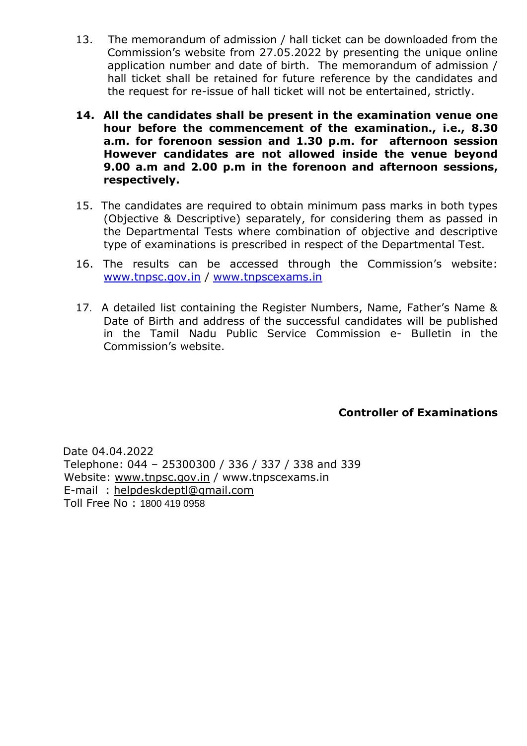13. The memorandum of admission / hall ticket can be downloaded from the Commission's website from 27.05.2022 by presenting the unique online application number and date of birth. The memorandum of admission / hall ticket shall be retained for future reference by the candidates and the request for re-issue of hall ticket will not be entertained, strictly.

14. **All the candidates shall be present in the examination venue one hour before the commencement of the examination., i.e., 8.30 a.m. for forenoon session and 1.30 p.m. for afternoon session However candidates are not allowed inside the venue beyond 9.00 a.m and 2.00 p.m in the forenoon and afternoon sessions, respectively.**

15. The candidates are required to obtain minimum pass marks in both types (Objective & Descriptive) separately, for considering them as passed in the Departmental Tests where combination of objective and descriptive type of examinations is prescribed in respect of the Departmental Test.

16. The results can be accessed through the Commission's website: www.tnpsc.gov.in / www.tnpscexams.in

17. A detailed list containing the Register Numbers, Name, Father's Name & Date of Birth and address of the successful candidates will be published in the Tamil Nadu Public Service Commission e- Bulletin in the Commission's website.

**Controller of Examinations**

Date 04.04.2022
Telephone: 044 – 25300300 / 336 / 337 / 338 and 339
Website: www.tnpsc.gov.in / www.tnpscexams.in
E-mail : helpdeskdeptl@gmail.com
Toll Free No : 1800 419 0958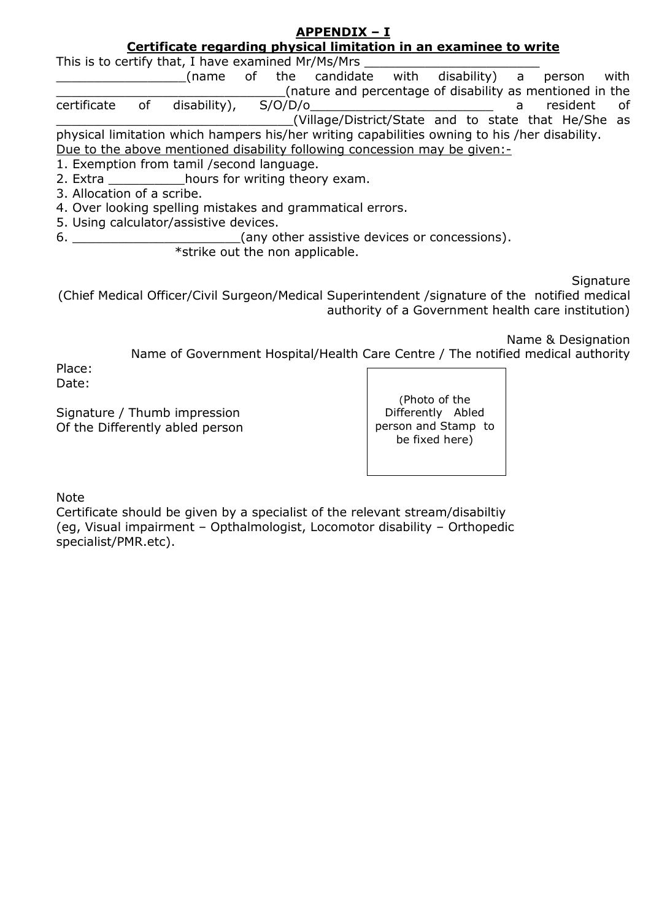## APPENDIX – I

### Certificate regarding physical limitation in an examinee to write

This is to certify that, I have examined Mr/Ms/Mrs ________________________ _________________(name of the candidate with disability) a person with ________________________________(nature and percentage of disability as mentioned in the certificate of disability), S/O/D/o_________________________ a resident of ________________________________(Village/District/State and to state that He/She as physical limitation which hampers his/her writing capabilities owning to his /her disability.

Due to the above mentioned disability following concession may be given:-

1. Exemption from tamil /second language.
2. Extra __________hours for writing theory exam.
3. Allocation of a scribe.
4. Over looking spelling mistakes and grammatical errors.
5. Using calculator/assistive devices.
6. ______________________(any other assistive devices or concessions).

*strike out the non applicable.

Signature

(Chief Medical Officer/Civil Surgeon/Medical Superintendent /signature of the notified medical authority of a Government health care institution)

Name & Designation

Name of Government Hospital/Health Care Centre / The notified medical authority

Place:

Date:

Signature / Thumb impression
Of the Differently abled person

(Photo of the Differently Abled person and Stamp to be fixed here)

Note

Certificate should be given by a specialist of the relevant stream/disabiltiy (eg, Visual impairment – Opthalmologist, Locomotor disability – Orthopedic specialist/PMR.etc).